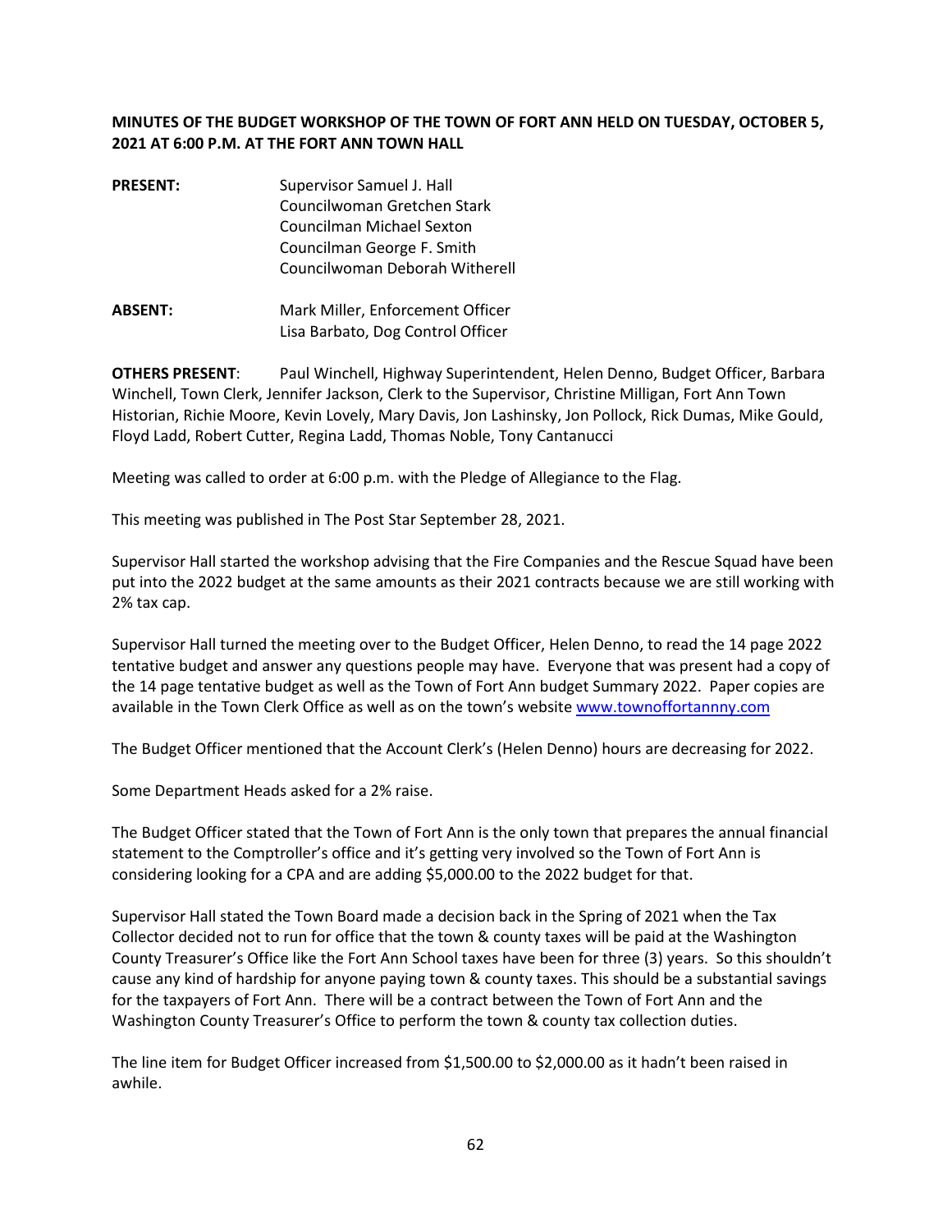**MINUTES OF THE BUDGET WORKSHOP OF THE TOWN OF FORT ANN HELD ON TUESDAY, OCTOBER 5, 2021 AT 6:00 P.M. AT THE FORT ANN TOWN HALL**

**PRESENT:** Supervisor Samuel J. Hall
Councilwoman Gretchen Stark
Councilman Michael Sexton
Councilman George F. Smith
Councilwoman Deborah Witherell

**ABSENT:** Mark Miller, Enforcement Officer
Lisa Barbato, Dog Control Officer

**OTHERS PRESENT**: Paul Winchell, Highway Superintendent, Helen Denno, Budget Officer, Barbara Winchell, Town Clerk, Jennifer Jackson, Clerk to the Supervisor, Christine Milligan, Fort Ann Town Historian, Richie Moore, Kevin Lovely, Mary Davis, Jon Lashinsky, Jon Pollock, Rick Dumas, Mike Gould, Floyd Ladd, Robert Cutter, Regina Ladd, Thomas Noble, Tony Cantanucci

Meeting was called to order at 6:00 p.m. with the Pledge of Allegiance to the Flag.

This meeting was published in The Post Star September 28, 2021.

Supervisor Hall started the workshop advising that the Fire Companies and the Rescue Squad have been put into the 2022 budget at the same amounts as their 2021 contracts because we are still working with 2% tax cap.

Supervisor Hall turned the meeting over to the Budget Officer, Helen Denno, to read the 14 page 2022 tentative budget and answer any questions people may have. Everyone that was present had a copy of the 14 page tentative budget as well as the Town of Fort Ann budget Summary 2022. Paper copies are available in the Town Clerk Office as well as on the town's website www.townoffortannny.com

The Budget Officer mentioned that the Account Clerk's (Helen Denno) hours are decreasing for 2022.

Some Department Heads asked for a 2% raise.

The Budget Officer stated that the Town of Fort Ann is the only town that prepares the annual financial statement to the Comptroller's office and it's getting very involved so the Town of Fort Ann is considering looking for a CPA and are adding $5,000.00 to the 2022 budget for that.

Supervisor Hall stated the Town Board made a decision back in the Spring of 2021 when the Tax Collector decided not to run for office that the town & county taxes will be paid at the Washington County Treasurer's Office like the Fort Ann School taxes have been for three (3) years. So this shouldn't cause any kind of hardship for anyone paying town & county taxes. This should be a substantial savings for the taxpayers of Fort Ann. There will be a contract between the Town of Fort Ann and the Washington County Treasurer's Office to perform the town & county tax collection duties.

The line item for Budget Officer increased from $1,500.00 to $2,000.00 as it hadn't been raised in awhile.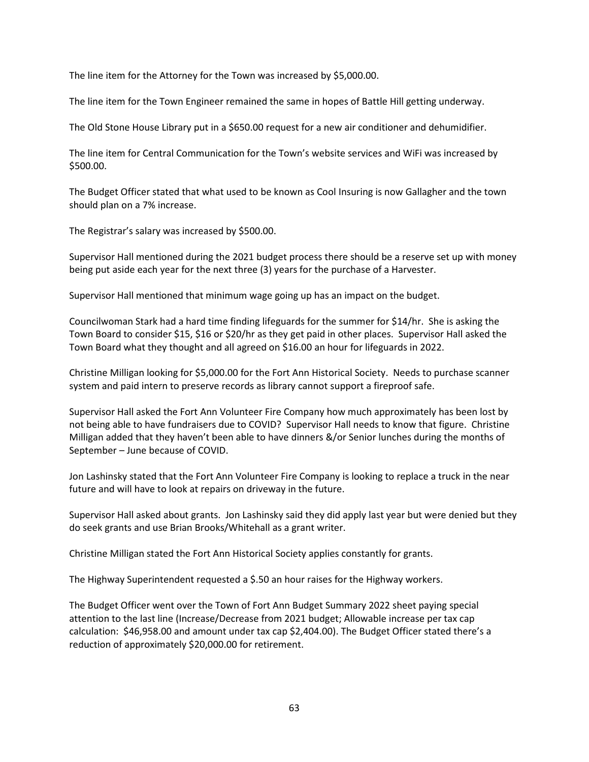The line item for the Attorney for the Town was increased by $5,000.00.

The line item for the Town Engineer remained the same in hopes of Battle Hill getting underway.

The Old Stone House Library put in a $650.00 request for a new air conditioner and dehumidifier.

The line item for Central Communication for the Town's website services and WiFi was increased by $500.00.

The Budget Officer stated that what used to be known as Cool Insuring is now Gallagher and the town should plan on a 7% increase.

The Registrar's salary was increased by $500.00.

Supervisor Hall mentioned during the 2021 budget process there should be a reserve set up with money being put aside each year for the next three (3) years for the purchase of a Harvester.

Supervisor Hall mentioned that minimum wage going up has an impact on the budget.

Councilwoman Stark had a hard time finding lifeguards for the summer for $14/hr. She is asking the Town Board to consider $15, $16 or $20/hr as they get paid in other places. Supervisor Hall asked the Town Board what they thought and all agreed on $16.00 an hour for lifeguards in 2022.

Christine Milligan looking for $5,000.00 for the Fort Ann Historical Society. Needs to purchase scanner system and paid intern to preserve records as library cannot support a fireproof safe.

Supervisor Hall asked the Fort Ann Volunteer Fire Company how much approximately has been lost by not being able to have fundraisers due to COVID? Supervisor Hall needs to know that figure. Christine Milligan added that they haven't been able to have dinners &/or Senior lunches during the months of September – June because of COVID.

Jon Lashinsky stated that the Fort Ann Volunteer Fire Company is looking to replace a truck in the near future and will have to look at repairs on driveway in the future.

Supervisor Hall asked about grants. Jon Lashinsky said they did apply last year but were denied but they do seek grants and use Brian Brooks/Whitehall as a grant writer.

Christine Milligan stated the Fort Ann Historical Society applies constantly for grants.

The Highway Superintendent requested a $.50 an hour raises for the Highway workers.

The Budget Officer went over the Town of Fort Ann Budget Summary 2022 sheet paying special attention to the last line (Increase/Decrease from 2021 budget; Allowable increase per tax cap calculation: $46,958.00 and amount under tax cap $2,404.00). The Budget Officer stated there's a reduction of approximately $20,000.00 for retirement.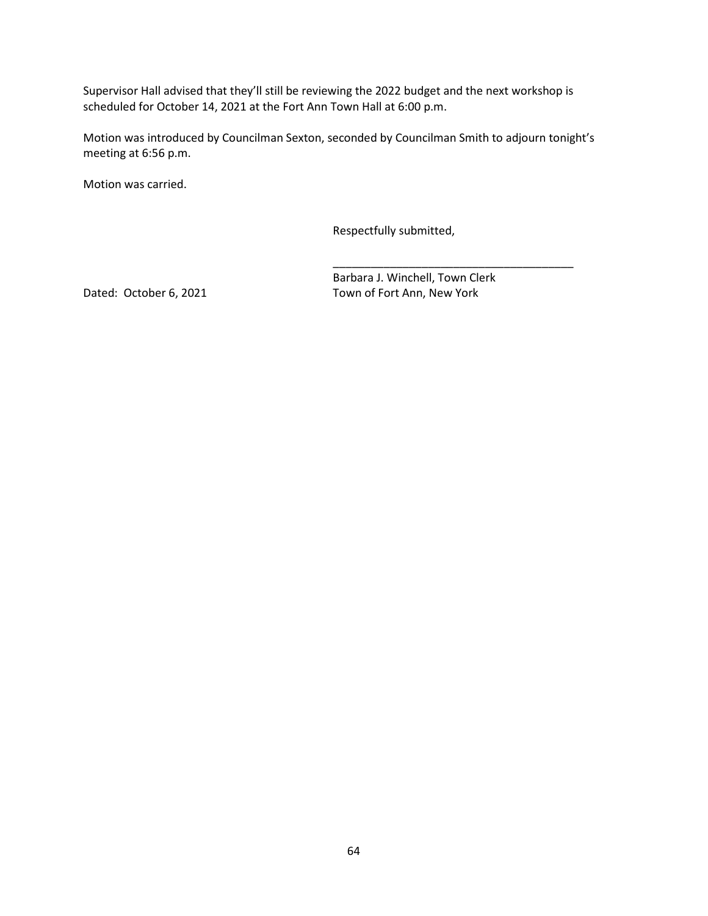Supervisor Hall advised that they'll still be reviewing the 2022 budget and the next workshop is scheduled for October 14, 2021 at the Fort Ann Town Hall at 6:00 p.m.

Motion was introduced by Councilman Sexton, seconded by Councilman Smith to adjourn tonight's meeting at 6:56 p.m.

Motion was carried.

Respectfully submitted,

\_\_\_\_\_\_\_\_\_\_\_\_\_\_\_\_\_\_\_\_\_\_\_\_\_\_\_\_\_\_\_\_\_\_\_\_\_\_\_\_

Barbara J. Winchell, Town Clerk

Dated: October 6, 2021

Town of Fort Ann, New York